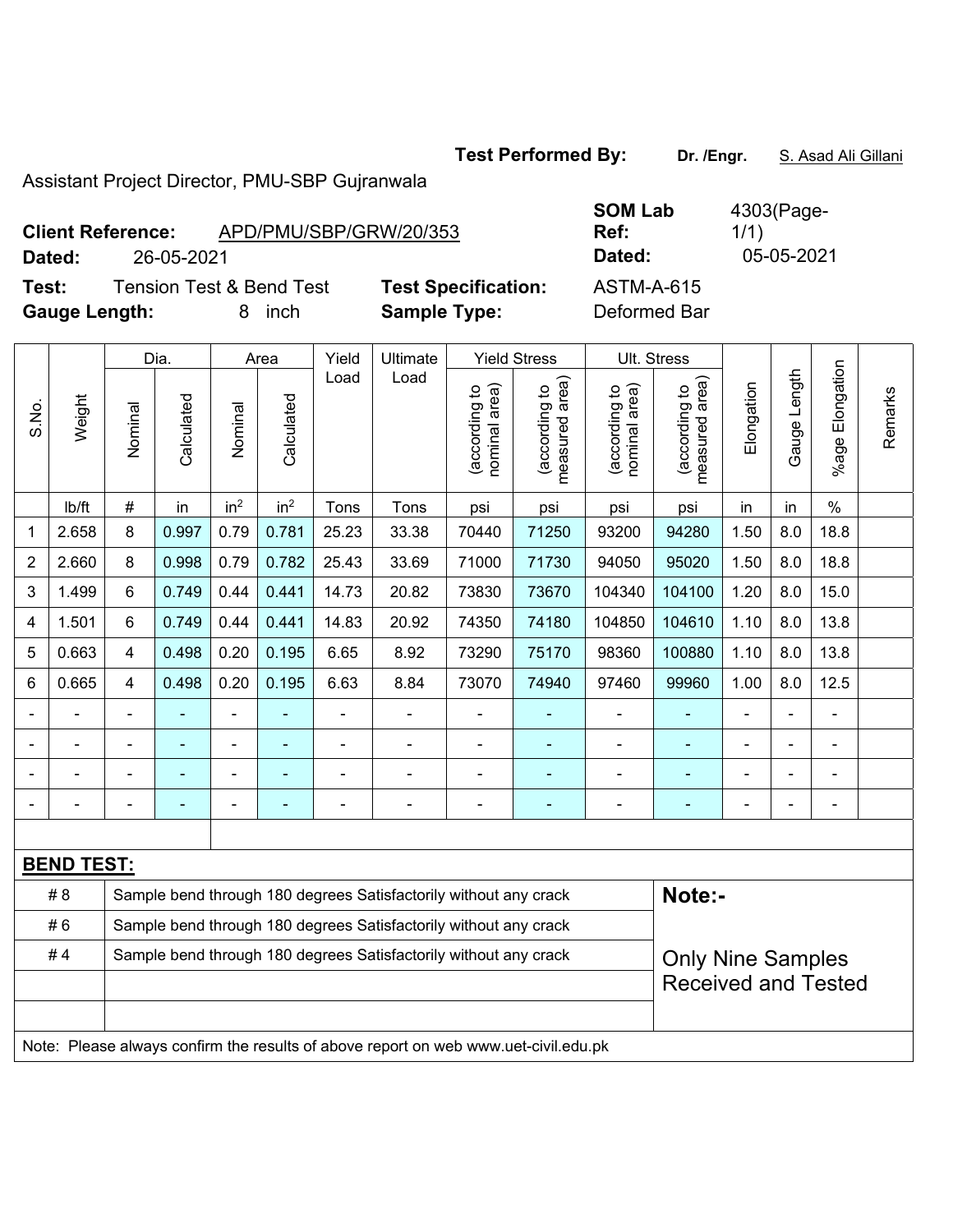**Test Performed By:** **Dr. /Engr.** S. Asad Ali Gillani

Assistant Project Director, PMU-SBP Gujranwala

**Client Reference:** APD/PMU/SBP/GRW/20/353

**Dated:** 26-05-2021

**SOM Lab Ref:** 4303(Page-1/1)

**Dated:** 05-05-2021

**Test:** Tension Test & Bend Test

**Test Specification:** ASTM-A-615

**Gauge Length:** 8 inch

**Sample Type:** Deformed Bar

| S.No. | Weight | Dia. | | Area | | Yield Load | Ultimate Load | Yield Stress | | Ult. Stress | | Elongation | Gauge Length | %age Elongation | Remarks |
|---|---|---|---|---|---|---|---|---|---|---|---|---|---|---|---|
| | | Nominal | Calculated | Nominal | Calculated | | | (according to nominal area) | (according to measured area) | (according to nominal area) | (according to measured area) | | | | |
| | lb/ft | # | in | in$^2$ | in$^2$ | Tons | Tons | psi | psi | psi | psi | in | in | % | |
| 1 | 2.658 | 8 | 0.997 | 0.79 | 0.781 | 25.23 | 33.38 | 70440 | 71250 | 93200 | 94280 | 1.50 | 8.0 | 18.8 | |
| 2 | 2.660 | 8 | 0.998 | 0.79 | 0.782 | 25.43 | 33.69 | 71000 | 71730 | 94050 | 95020 | 1.50 | 8.0 | 18.8 | |
| 3 | 1.499 | 6 | 0.749 | 0.44 | 0.441 | 14.73 | 20.82 | 73830 | 73670 | 104340 | 104100 | 1.20 | 8.0 | 15.0 | |
| 4 | 1.501 | 6 | 0.749 | 0.44 | 0.441 | 14.83 | 20.92 | 74350 | 74180 | 104850 | 104610 | 1.10 | 8.0 | 13.8 | |
| 5 | 0.663 | 4 | 0.498 | 0.20 | 0.195 | 6.65 | 8.92 | 73290 | 75170 | 98360 | 100880 | 1.10 | 8.0 | 13.8 | |
| 6 | 0.665 | 4 | 0.498 | 0.20 | 0.195 | 6.63 | 8.84 | 73070 | 74940 | 97460 | 99960 | 1.00 | 8.0 | 12.5 | |
| - | - | - | - | - | - | - | - | - | - | - | - | - | - | - | |
| - | - | - | - | - | - | - | - | - | - | - | - | - | - | - | |
| - | - | - | - | - | - | - | - | - | - | - | - | - | - | - | |
| - | - | - | - | - | - | - | - | - | - | - | - | - | - | - | |

**BEND TEST:**

| Size | Result |
|---|---|
| # 8 | Sample bend through 180 degrees Satisfactorily without any crack |
| # 6 | Sample bend through 180 degrees Satisfactorily without any crack |
| # 4 | Sample bend through 180 degrees Satisfactorily without any crack |

**Note:-**

Only Nine Samples Received and Tested

Note: Please always confirm the results of above report on web www.uet-civil.edu.pk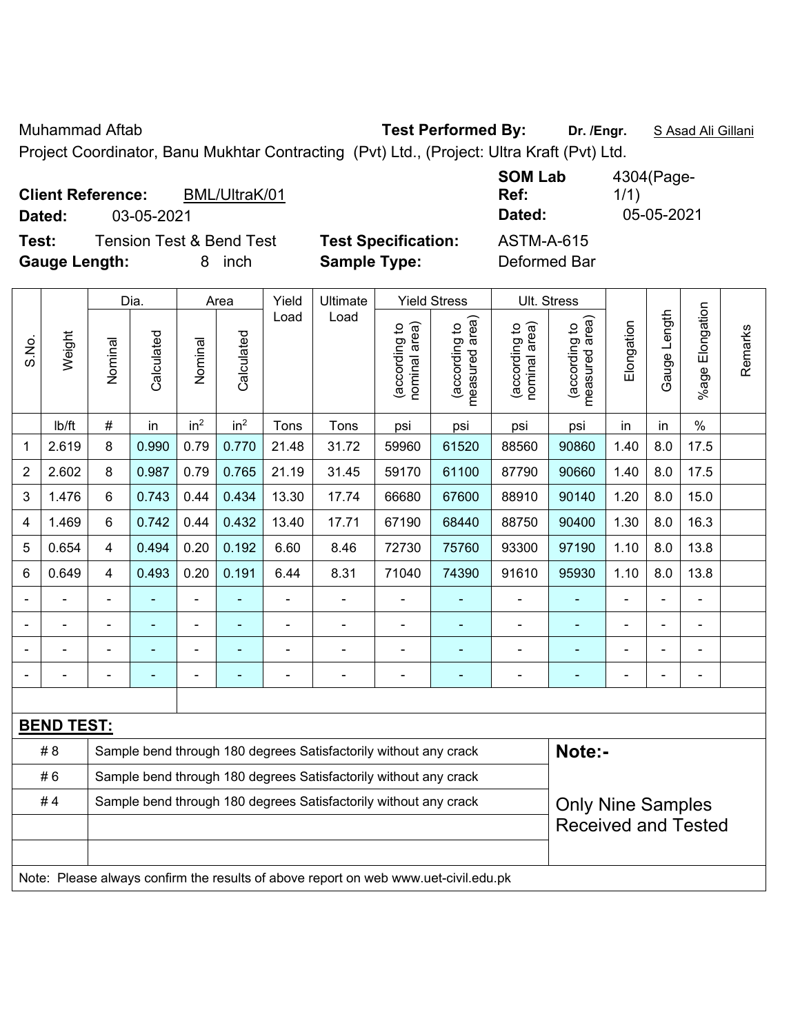Muhammad Aftab **Test Performed By:** **Dr. /Engr.** S Asad Ali Gillani

Project Coordinator, Banu Mukhtar Contracting (Pvt) Ltd., (Project: Ultra Kraft (Pvt) Ltd.

**Client Reference:** BML/UltraK/01 **SOM Lab Ref:** 4304(Page-1/1)

**Dated:** 03-05-2021 **Dated:** 05-05-2021

**Test:** Tension Test & Bend Test **Test Specification:** ASTM-A-615

**Gauge Length:** 8 inch **Sample Type:** Deformed Bar

| S.No. | Weight | Dia. | | Area | | Yield Load | Ultimate Load | Yield Stress | | Ult. Stress | | Elongation | Gauge Length | %age Elongation | Remarks |
|---|---|---|---|---|---|---|---|---|---|---|---|---|---|---|---|
| | | Nominal | Calculated | Nominal | Calculated | | | (according to nominal area) | (according to measured area) | (according to nominal area) | (according to measured area) | | | | |
| | lb/ft | # | in | $in^2$ | $in^2$ | Tons | Tons | psi | psi | psi | psi | in | in | % | |
| 1 | 2.619 | 8 | 0.990 | 0.79 | 0.770 | 21.48 | 31.72 | 59960 | 61520 | 88560 | 90860 | 1.40 | 8.0 | 17.5 | |
| 2 | 2.602 | 8 | 0.987 | 0.79 | 0.765 | 21.19 | 31.45 | 59170 | 61100 | 87790 | 90660 | 1.40 | 8.0 | 17.5 | |
| 3 | 1.476 | 6 | 0.743 | 0.44 | 0.434 | 13.30 | 17.74 | 66680 | 67600 | 88910 | 90140 | 1.20 | 8.0 | 15.0 | |
| 4 | 1.469 | 6 | 0.742 | 0.44 | 0.432 | 13.40 | 17.71 | 67190 | 68440 | 88750 | 90400 | 1.30 | 8.0 | 16.3 | |
| 5 | 0.654 | 4 | 0.494 | 0.20 | 0.192 | 6.60 | 8.46 | 72730 | 75760 | 93300 | 97190 | 1.10 | 8.0 | 13.8 | |
| 6 | 0.649 | 4 | 0.493 | 0.20 | 0.191 | 6.44 | 8.31 | 71040 | 74390 | 91610 | 95930 | 1.10 | 8.0 | 13.8 | |
| - | - | - | - | - | - | - | - | - | - | - | - | - | - | - | |
| - | - | - | - | - | - | - | - | - | - | - | - | - | - | - | |
| - | - | - | - | - | - | - | - | - | - | - | - | - | - | - | |
| - | - | - | - | - | - | - | - | - | - | - | - | - | - | - | |

**BEND TEST:**

| | | |
|---|---|---|
| # 8 | Sample bend through 180 degrees Satisfactorily without any crack | **Note:-** |
| # 6 | Sample bend through 180 degrees Satisfactorily without any crack | |
| # 4 | Sample bend through 180 degrees Satisfactorily without any crack | Only Nine Samples Received and Tested |

Note: Please always confirm the results of above report on web www.uet-civil.edu.pk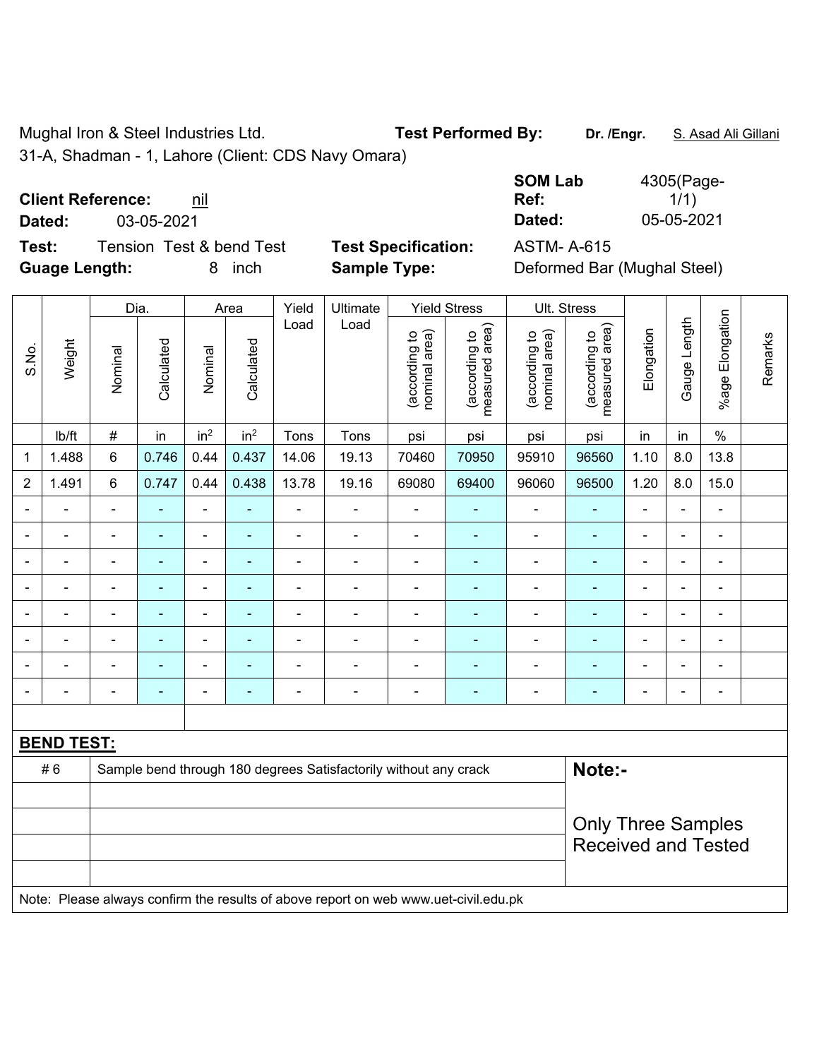Mughal Iron & Steel Industries Ltd.

31-A, Shadman - 1, Lahore (Client: CDS Navy Omara)

**Test Performed By:** **Dr. /Engr.** S. Asad Ali Gillani

**Client Reference:** nil

**Dated:** 03-05-2021

**SOM Lab Ref:** 4305(Page-1/1)

**Dated:** 05-05-2021

**Test:** Tension Test & bend Test

**Guage Length:** 8 inch

**Test Specification:** ASTM- A-615

**Sample Type:** Deformed Bar (Mughal Steel)

| S.No. | Weight | Dia. | | Area | | Yield Load | Ultimate Load | Yield Stress | | Ult. Stress | | Elongation | Gauge Length | %age Elongation | Remarks |
|---|---|---|---|---|---|---|---|---|---|---|---|---|---|---|---|
| | | Nominal | Calculated | Nominal | Calculated | | | (according to nominal area) | (according to measured area) | (according to nominal area) | (according to measured area) | | | | |
| | lb/ft | # | in | $in^2$ | $in^2$ | Tons | Tons | psi | psi | psi | psi | in | in | % | |
| 1 | 1.488 | 6 | 0.746 | 0.44 | 0.437 | 14.06 | 19.13 | 70460 | 70950 | 95910 | 96560 | 1.10 | 8.0 | 13.8 | |
| 2 | 1.491 | 6 | 0.747 | 0.44 | 0.438 | 13.78 | 19.16 | 69080 | 69400 | 96060 | 96500 | 1.20 | 8.0 | 15.0 | |
| - | - | - | - | - | - | - | - | - | - | - | - | - | - | - | |
| - | - | - | - | - | - | - | - | - | - | - | - | - | - | - | |
| - | - | - | - | - | - | - | - | - | - | - | - | - | - | - | |
| - | - | - | - | - | - | - | - | - | - | - | - | - | - | - | |
| - | - | - | - | - | - | - | - | - | - | - | - | - | - | - | |
| - | - | - | - | - | - | - | - | - | - | - | - | - | - | - | |
| - | - | - | - | - | - | - | - | - | - | - | - | - | - | - | |
| - | - | - | - | - | - | - | - | - | - | - | - | - | - | - | |

**BEND TEST:**

| | | |
|---|---|---|
| # 6 | Sample bend through 180 degrees Satisfactorily without any crack | **Note:-** Only Three Samples Received and Tested |
| | | |
| | | |
| | | |
| | | |

Note: Please always confirm the results of above report on web www.uet-civil.edu.pk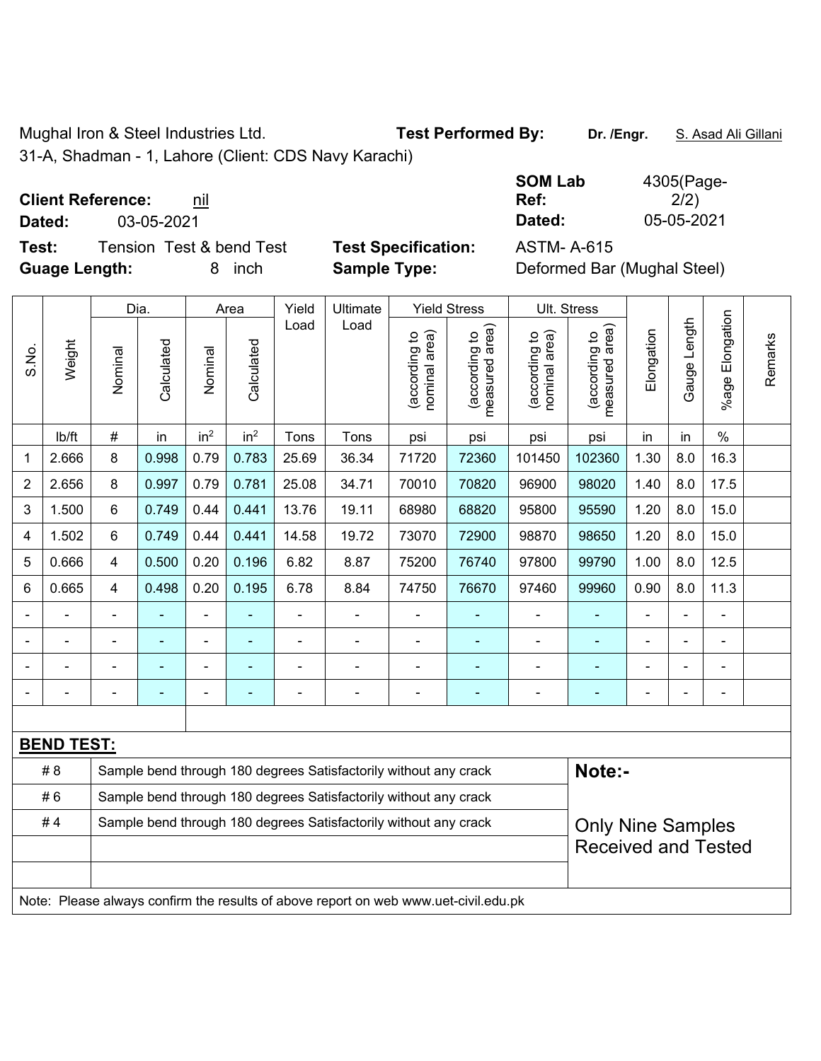Mughal Iron & Steel Industries Ltd.
31-A, Shadman - 1, Lahore (Client: CDS Navy Karachi)

**Test Performed By:** **Dr. /Engr.** S. Asad Ali Gillani

**Client Reference:** nil
**Dated:** 03-05-2021

**SOM Lab Ref:** 4305(Page-2/2)
**Dated:** 05-05-2021

**Test:** Tension Test & bend Test
**Guage Length:** 8 inch

**Test Specification:** ASTM- A-615
**Sample Type:** Deformed Bar (Mughal Steel)

| S.No. | Weight | Dia. | | Area | | Yield Load | Ultimate Load | Yield Stress | | Ult. Stress | | Elongation | Gauge Length | %age Elongation | Remarks |
|---|---|---|---|---|---|---|---|---|---|---|---|---|---|---|---|
| | | Nominal | Calculated | Nominal | Calculated | | | (according to nominal area) | (according to measured area) | (according to nominal area) | (according to measured area) | | | | |
| | lb/ft | # | in | in² | in² | Tons | Tons | psi | psi | psi | psi | in | in | % | |
| 1 | 2.666 | 8 | 0.998 | 0.79 | 0.783 | 25.69 | 36.34 | 71720 | 72360 | 101450 | 102360 | 1.30 | 8.0 | 16.3 | |
| 2 | 2.656 | 8 | 0.997 | 0.79 | 0.781 | 25.08 | 34.71 | 70010 | 70820 | 96900 | 98020 | 1.40 | 8.0 | 17.5 | |
| 3 | 1.500 | 6 | 0.749 | 0.44 | 0.441 | 13.76 | 19.11 | 68980 | 68820 | 95800 | 95590 | 1.20 | 8.0 | 15.0 | |
| 4 | 1.502 | 6 | 0.749 | 0.44 | 0.441 | 14.58 | 19.72 | 73070 | 72900 | 98870 | 98650 | 1.20 | 8.0 | 15.0 | |
| 5 | 0.666 | 4 | 0.500 | 0.20 | 0.196 | 6.82 | 8.87 | 75200 | 76740 | 97800 | 99790 | 1.00 | 8.0 | 12.5 | |
| 6 | 0.665 | 4 | 0.498 | 0.20 | 0.195 | 6.78 | 8.84 | 74750 | 76670 | 97460 | 99960 | 0.90 | 8.0 | 11.3 | |
| - | - | - | - | - | - | - | - | - | - | - | - | - | - | - | |
| - | - | - | - | - | - | - | - | - | - | - | - | - | - | - | |
| - | - | - | - | - | - | - | - | - | - | - | - | - | - | - | |
| - | - | - | - | - | - | - | - | - | - | - | - | - | - | - | |

**BEND TEST:**

| | |
|---|---|
| # 8 | Sample bend through 180 degrees Satisfactorily without any crack |
| # 6 | Sample bend through 180 degrees Satisfactorily without any crack |
| # 4 | Sample bend through 180 degrees Satisfactorily without any crack |

**Note:-**

Only Nine Samples Received and Tested

Note: Please always confirm the results of above report on web www.uet-civil.edu.pk